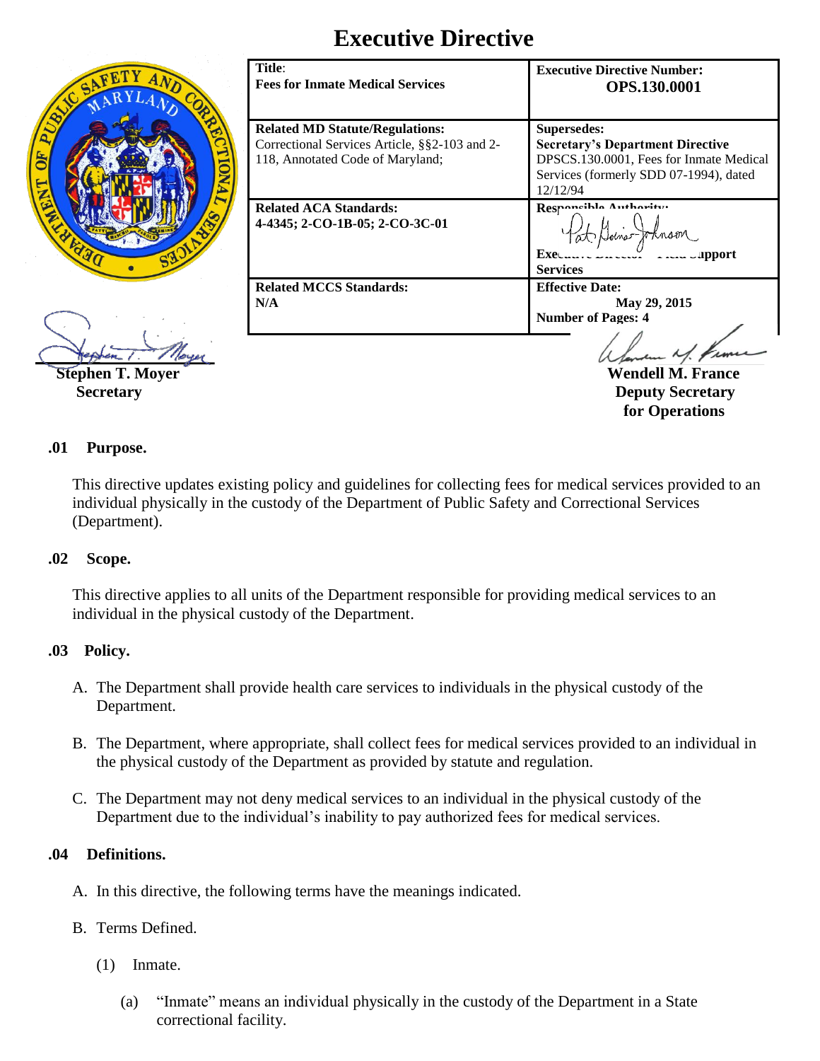# Executive Directive

| **Title**: **Fees for Inmate Medical Services** | **Executive Directive Number: OPS.130.0001** |
|---|---|
| **Related MD Statute/Regulations:** Correctional Services Article, §§2-103 and 2-118, Annotated Code of Maryland; | **Supersedes:** **Secretary's Department Directive** DPSCS.130.0001, Fees for Inmate Medical Services (formerly SDD 07-1994), dated 12/12/94 |
| **Related ACA Standards:** **4-4345; 2-CO-1B-05; 2-CO-3C-01** | **Responsible Authority:** Pat Goins-Johnson **Executive Director Field Support Services** |
| **Related MCCS Standards:** **N/A** | **Effective Date:** **May 29, 2015** **Number of Pages: 4** |

**Stephen T. Moyer**
**Secretary**

**Wendell M. France**
**Deputy Secretary for Operations**

## .01 Purpose.

This directive updates existing policy and guidelines for collecting fees for medical services provided to an individual physically in the custody of the Department of Public Safety and Correctional Services (Department).

## .02 Scope.

This directive applies to all units of the Department responsible for providing medical services to an individual in the physical custody of the Department.

## .03 Policy.

A. The Department shall provide health care services to individuals in the physical custody of the Department.

B. The Department, where appropriate, shall collect fees for medical services provided to an individual in the physical custody of the Department as provided by statute and regulation.

C. The Department may not deny medical services to an individual in the physical custody of the Department due to the individual's inability to pay authorized fees for medical services.

## .04 Definitions.

A. In this directive, the following terms have the meanings indicated.

B. Terms Defined.

(1) Inmate.

(a) "Inmate" means an individual physically in the custody of the Department in a State correctional facility.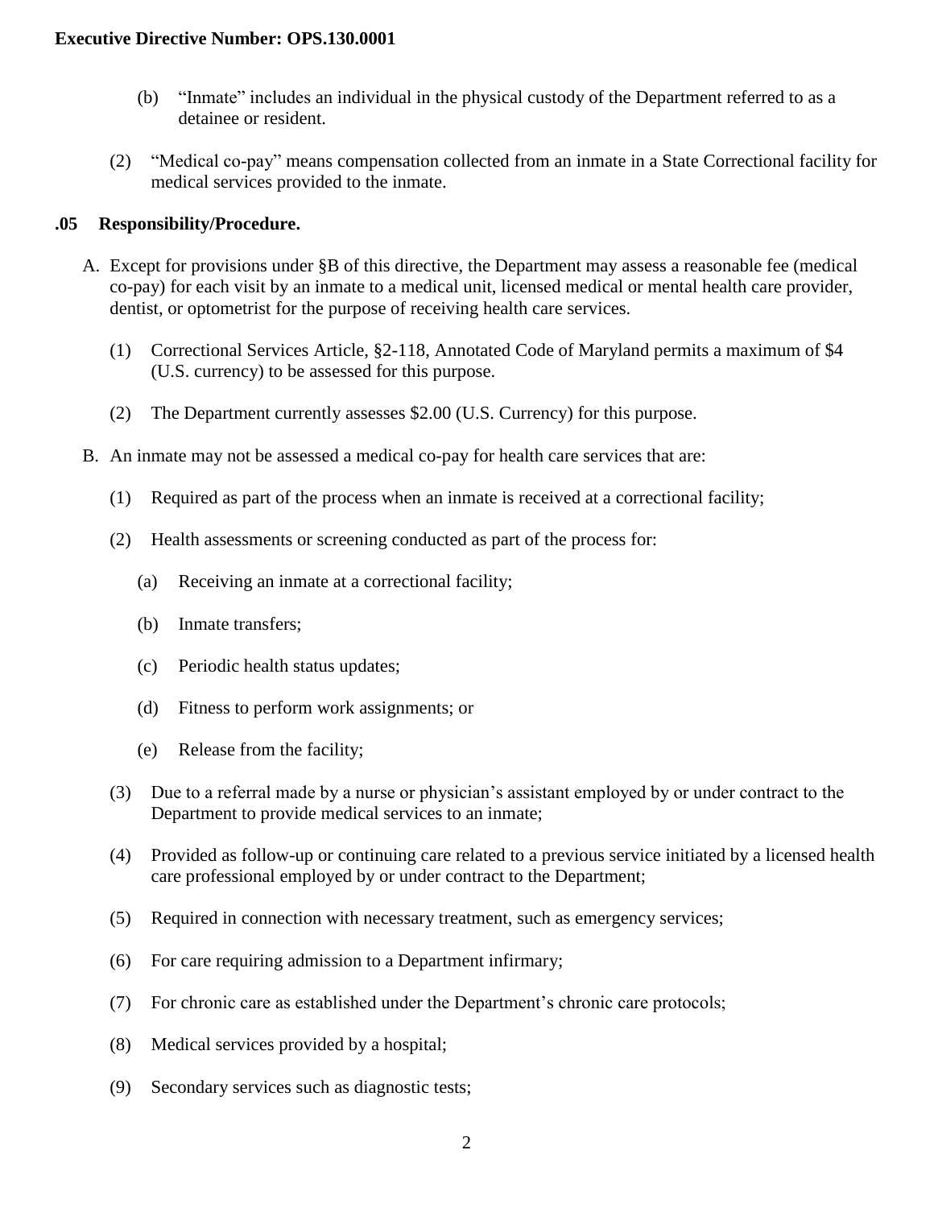(b) "Inmate" includes an individual in the physical custody of the Department referred to as a detainee or resident.

(2) "Medical co-pay" means compensation collected from an inmate in a State Correctional facility for medical services provided to the inmate.

## .05 Responsibility/Procedure.

A. Except for provisions under §B of this directive, the Department may assess a reasonable fee (medical co-pay) for each visit by an inmate to a medical unit, licensed medical or mental health care provider, dentist, or optometrist for the purpose of receiving health care services.

(1) Correctional Services Article, §2-118, Annotated Code of Maryland permits a maximum of $4 (U.S. currency) to be assessed for this purpose.

(2) The Department currently assesses $2.00 (U.S. Currency) for this purpose.

B. An inmate may not be assessed a medical co-pay for health care services that are:

(1) Required as part of the process when an inmate is received at a correctional facility;

(2) Health assessments or screening conducted as part of the process for:

(a) Receiving an inmate at a correctional facility;

(b) Inmate transfers;

(c) Periodic health status updates;

(d) Fitness to perform work assignments; or

(e) Release from the facility;

(3) Due to a referral made by a nurse or physician's assistant employed by or under contract to the Department to provide medical services to an inmate;

(4) Provided as follow-up or continuing care related to a previous service initiated by a licensed health care professional employed by or under contract to the Department;

(5) Required in connection with necessary treatment, such as emergency services;

(6) For care requiring admission to a Department infirmary;

(7) For chronic care as established under the Department's chronic care protocols;

(8) Medical services provided by a hospital;

(9) Secondary services such as diagnostic tests;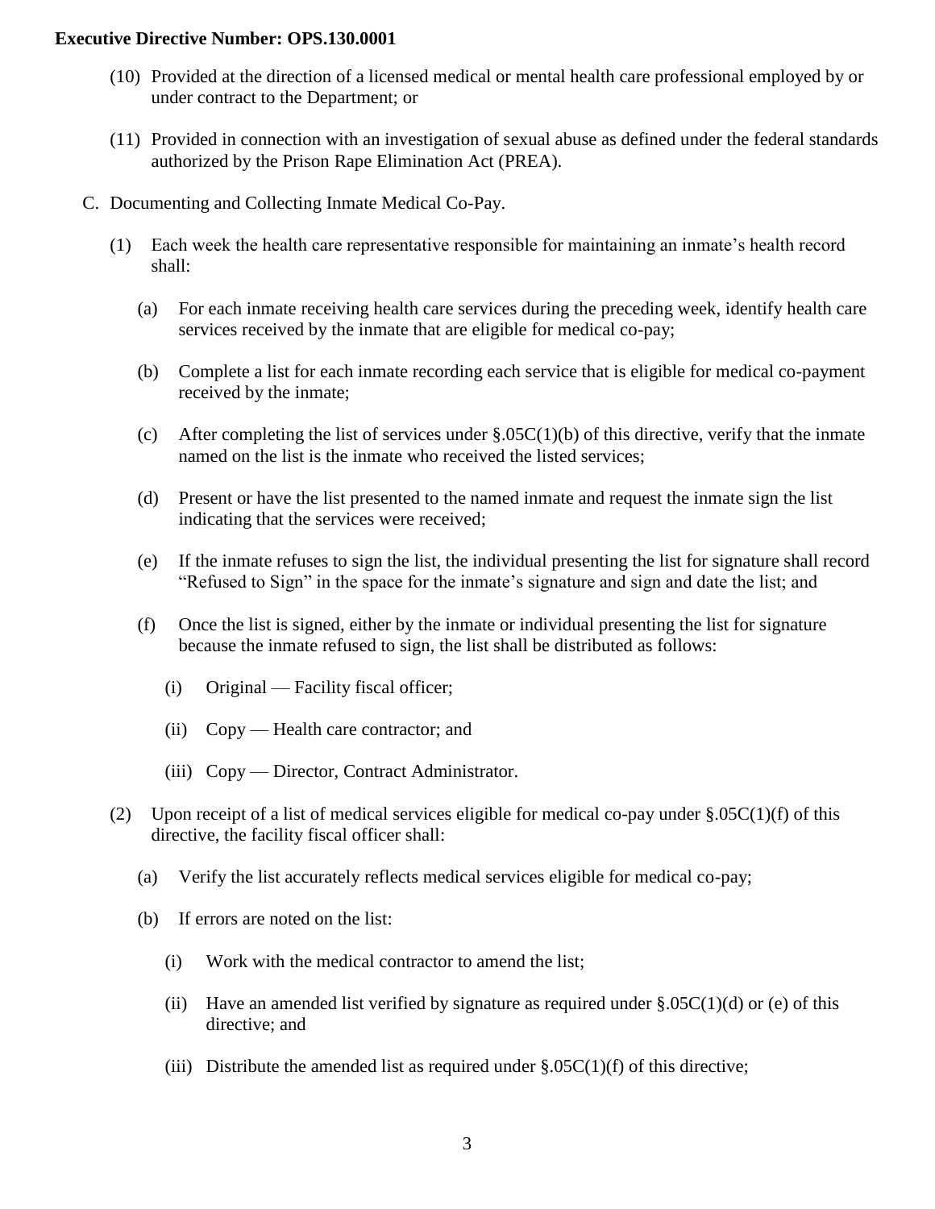(10) Provided at the direction of a licensed medical or mental health care professional employed by or under contract to the Department; or

(11) Provided in connection with an investigation of sexual abuse as defined under the federal standards authorized by the Prison Rape Elimination Act (PREA).

C. Documenting and Collecting Inmate Medical Co-Pay.

(1) Each week the health care representative responsible for maintaining an inmate's health record shall:

(a) For each inmate receiving health care services during the preceding week, identify health care services received by the inmate that are eligible for medical co-pay;

(b) Complete a list for each inmate recording each service that is eligible for medical co-payment received by the inmate;

(c) After completing the list of services under §.05C(1)(b) of this directive, verify that the inmate named on the list is the inmate who received the listed services;

(d) Present or have the list presented to the named inmate and request the inmate sign the list indicating that the services were received;

(e) If the inmate refuses to sign the list, the individual presenting the list for signature shall record "Refused to Sign" in the space for the inmate's signature and sign and date the list; and

(f) Once the list is signed, either by the inmate or individual presenting the list for signature because the inmate refused to sign, the list shall be distributed as follows:

(i) Original — Facility fiscal officer;

(ii) Copy — Health care contractor; and

(iii) Copy — Director, Contract Administrator.

(2) Upon receipt of a list of medical services eligible for medical co-pay under §.05C(1)(f) of this directive, the facility fiscal officer shall:

(a) Verify the list accurately reflects medical services eligible for medical co-pay;

(b) If errors are noted on the list:

(i) Work with the medical contractor to amend the list;

(ii) Have an amended list verified by signature as required under §.05C(1)(d) or (e) of this directive; and

(iii) Distribute the amended list as required under §.05C(1)(f) of this directive;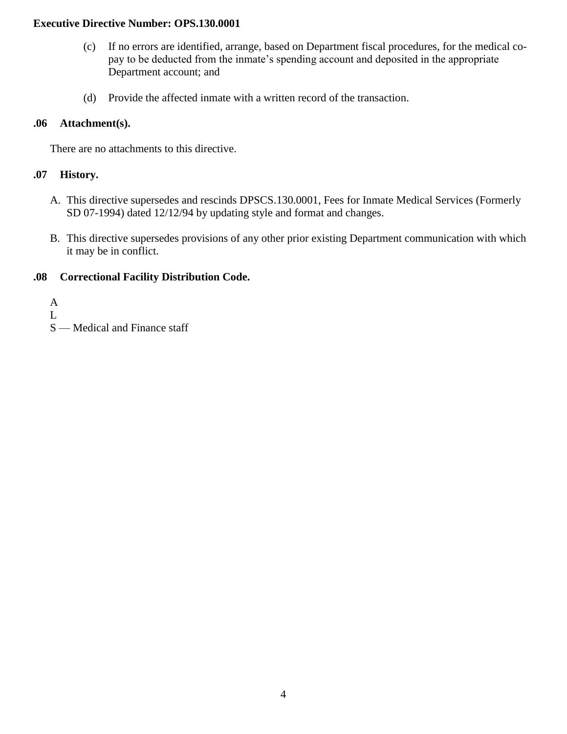(c) If no errors are identified, arrange, based on Department fiscal procedures, for the medical co-pay to be deducted from the inmate's spending account and deposited in the appropriate Department account; and

(d) Provide the affected inmate with a written record of the transaction.

**.06 Attachment(s).**

There are no attachments to this directive.

**.07 History.**

A. This directive supersedes and rescinds DPSCS.130.0001, Fees for Inmate Medical Services (Formerly SD 07-1994) dated 12/12/94 by updating style and format and changes.

B. This directive supersedes provisions of any other prior existing Department communication with which it may be in conflict.

**.08 Correctional Facility Distribution Code.**

A
L
S — Medical and Finance staff